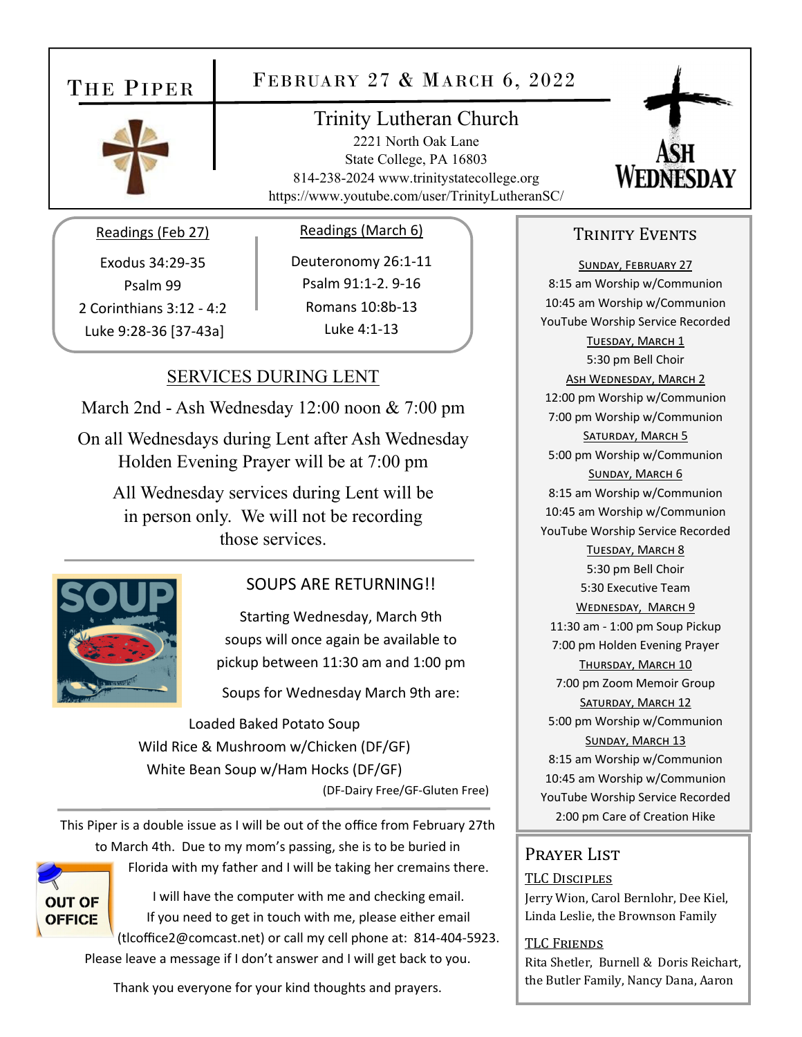# The Piper

## February 27 & March 6, 2022

**Trinity Lutheran Church**
2221 North Oak Lane
State College, PA 16803
814-238-2024 www.trinitystatecollege.org
https://www.youtube.com/user/TrinityLutheranSC/

Ash Wednesday

### Readings (Feb 27)

Exodus 34:29-35
Psalm 99
2 Corinthians 3:12 - 4:2
Luke 9:28-36 [37-43a]

### Readings (March 6)

Deuteronomy 26:1-11
Psalm 91:1-2. 9-16
Romans 10:8b-13
Luke 4:1-13

## SERVICES DURING LENT

March 2nd - Ash Wednesday 12:00 noon & 7:00 pm

On all Wednesdays during Lent after Ash Wednesday Holden Evening Prayer will be at 7:00 pm

All Wednesday services during Lent will be in person only. We will not be recording those services.

## SOUPS ARE RETURNING!!

Starting Wednesday, March 9th soups will once again be available to pickup between 11:30 am and 1:00 pm

Soups for Wednesday March 9th are:

Loaded Baked Potato Soup
Wild Rice & Mushroom w/Chicken (DF/GF)
White Bean Soup w/Ham Hocks (DF/GF)
(DF-Dairy Free/GF-Gluten Free)

OUT OF OFFICE

This Piper is a double issue as I will be out of the office from February 27th to March 4th. Due to my mom's passing, she is to be buried in Florida with my father and I will be taking her cremains there.

I will have the computer with me and checking email. If you need to get in touch with me, please either email (tlcoffice2@comcast.net) or call my cell phone at: 814-404-5923. Please leave a message if I don't answer and I will get back to you.

Thank you everyone for your kind thoughts and prayers.

## Trinity Events

**Sunday, February 27**
8:15 am Worship w/Communion
10:45 am Worship w/Communion
YouTube Worship Service Recorded

**Tuesday, March 1**
5:30 pm Bell Choir

**Ash Wednesday, March 2**
12:00 pm Worship w/Communion
7:00 pm Worship w/Communion

**Saturday, March 5**
5:00 pm Worship w/Communion

**Sunday, March 6**
8:15 am Worship w/Communion
10:45 am Worship w/Communion
YouTube Worship Service Recorded

**Tuesday, March 8**
5:30 pm Bell Choir
5:30 Executive Team

**Wednesday, March 9**
11:30 am - 1:00 pm Soup Pickup
7:00 pm Holden Evening Prayer

**Thursday, March 10**
7:00 pm Zoom Memoir Group

**Saturday, March 12**
5:00 pm Worship w/Communion

**Sunday, March 13**
8:15 am Worship w/Communion
10:45 am Worship w/Communion
YouTube Worship Service Recorded
2:00 pm Care of Creation Hike

## Prayer List

**TLC Disciples**
Jerry Wion, Carol Bernlohr, Dee Kiel, Linda Leslie, the Brownson Family

**TLC Friends**
Rita Shetler, Burnell & Doris Reichart, the Butler Family, Nancy Dana, Aaron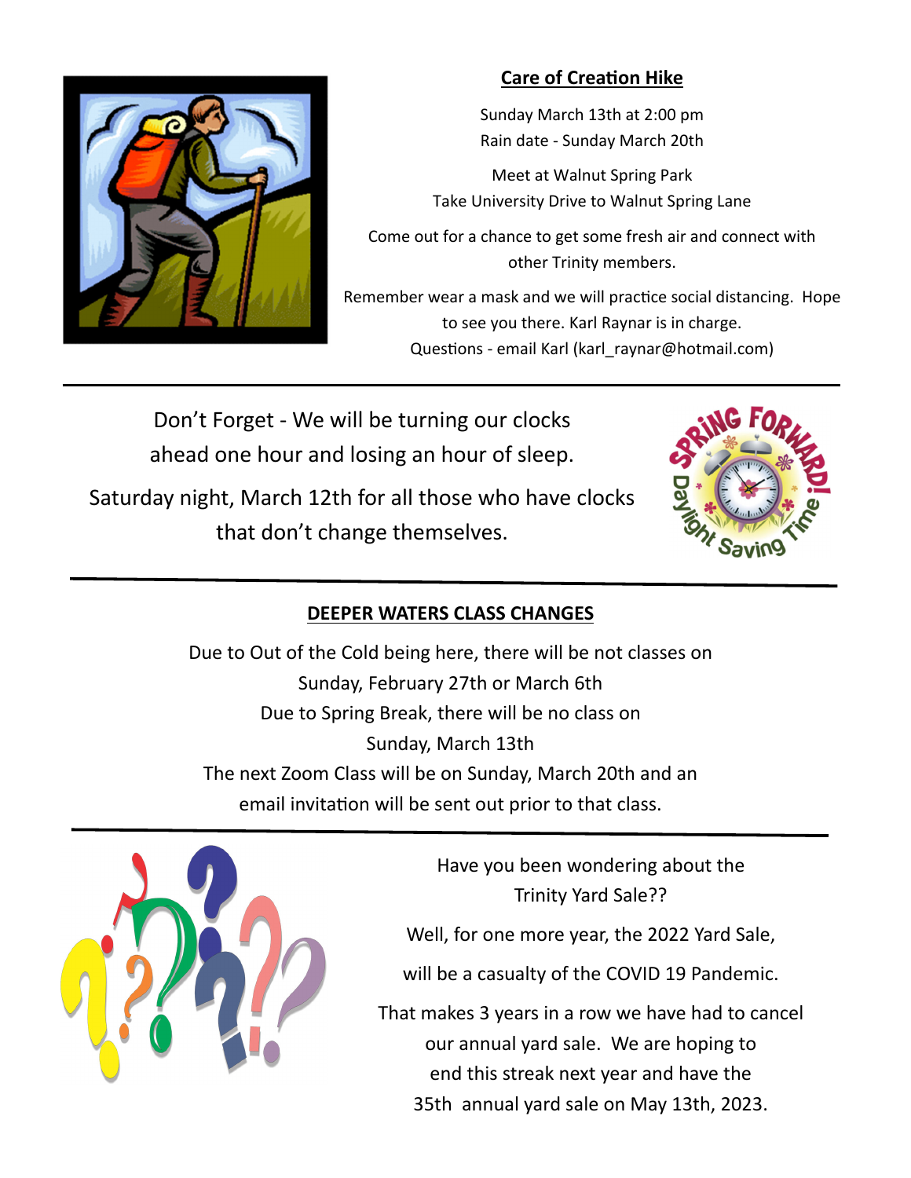## Care of Creation Hike

Sunday March 13th at 2:00 pm
Rain date - Sunday March 20th

Meet at Walnut Spring Park
Take University Drive to Walnut Spring Lane

Come out for a chance to get some fresh air and connect with other Trinity members.

Remember wear a mask and we will practice social distancing. Hope to see you there. Karl Raynar is in charge.
Questions - email Karl (karl_raynar@hotmail.com)

---

Don't Forget - We will be turning our clocks ahead one hour and losing an hour of sleep.

Saturday night, March 12th for all those who have clocks that don't change themselves.

---

## DEEPER WATERS CLASS CHANGES

Due to Out of the Cold being here, there will be not classes on Sunday, February 27th or March 6th
Due to Spring Break, there will be no class on Sunday, March 13th
The next Zoom Class will be on Sunday, March 20th and an email invitation will be sent out prior to that class.

---

Have you been wondering about the Trinity Yard Sale??

Well, for one more year, the 2022 Yard Sale,

will be a casualty of the COVID 19 Pandemic.

That makes 3 years in a row we have had to cancel our annual yard sale. We are hoping to end this streak next year and have the 35th annual yard sale on May 13th, 2023.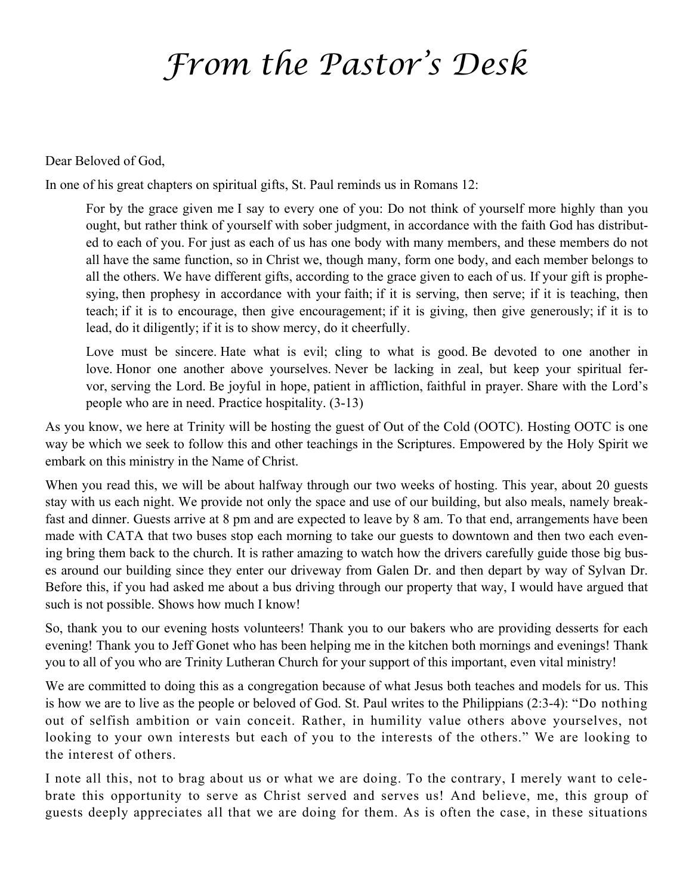# *From the Pastor's Desk*

Dear Beloved of God,

In one of his great chapters on spiritual gifts, St. Paul reminds us in Romans 12:

> For by the grace given me I say to every one of you: Do not think of yourself more highly than you ought, but rather think of yourself with sober judgment, in accordance with the faith God has distributed to each of you. For just as each of us has one body with many members, and these members do not all have the same function, so in Christ we, though many, form one body, and each member belongs to all the others. We have different gifts, according to the grace given to each of us. If your gift is prophesying, then prophesy in accordance with your faith; if it is serving, then serve; if it is teaching, then teach; if it is to encourage, then give encouragement; if it is giving, then give generously; if it is to lead, do it diligently; if it is to show mercy, do it cheerfully.
>
> Love must be sincere. Hate what is evil; cling to what is good. Be devoted to one another in love. Honor one another above yourselves. Never be lacking in zeal, but keep your spiritual fervor, serving the Lord. Be joyful in hope, patient in affliction, faithful in prayer. Share with the Lord's people who are in need. Practice hospitality. (3-13)

As you know, we here at Trinity will be hosting the guest of Out of the Cold (OOTC). Hosting OOTC is one way be which we seek to follow this and other teachings in the Scriptures. Empowered by the Holy Spirit we embark on this ministry in the Name of Christ.

When you read this, we will be about halfway through our two weeks of hosting. This year, about 20 guests stay with us each night. We provide not only the space and use of our building, but also meals, namely breakfast and dinner. Guests arrive at 8 pm and are expected to leave by 8 am. To that end, arrangements have been made with CATA that two buses stop each morning to take our guests to downtown and then two each evening bring them back to the church. It is rather amazing to watch how the drivers carefully guide those big buses around our building since they enter our driveway from Galen Dr. and then depart by way of Sylvan Dr. Before this, if you had asked me about a bus driving through our property that way, I would have argued that such is not possible. Shows how much I know!

So, thank you to our evening hosts volunteers! Thank you to our bakers who are providing desserts for each evening! Thank you to Jeff Gonet who has been helping me in the kitchen both mornings and evenings! Thank you to all of you who are Trinity Lutheran Church for your support of this important, even vital ministry!

We are committed to doing this as a congregation because of what Jesus both teaches and models for us. This is how we are to live as the people or beloved of God. St. Paul writes to the Philippians (2:3-4): "Do nothing out of selfish ambition or vain conceit. Rather, in humility value others above yourselves, not looking to your own interests but each of you to the interests of the others." We are looking to the interest of others.

I note all this, not to brag about us or what we are doing. To the contrary, I merely want to celebrate this opportunity to serve as Christ served and serves us! And believe, me, this group of guests deeply appreciates all that we are doing for them. As is often the case, in these situations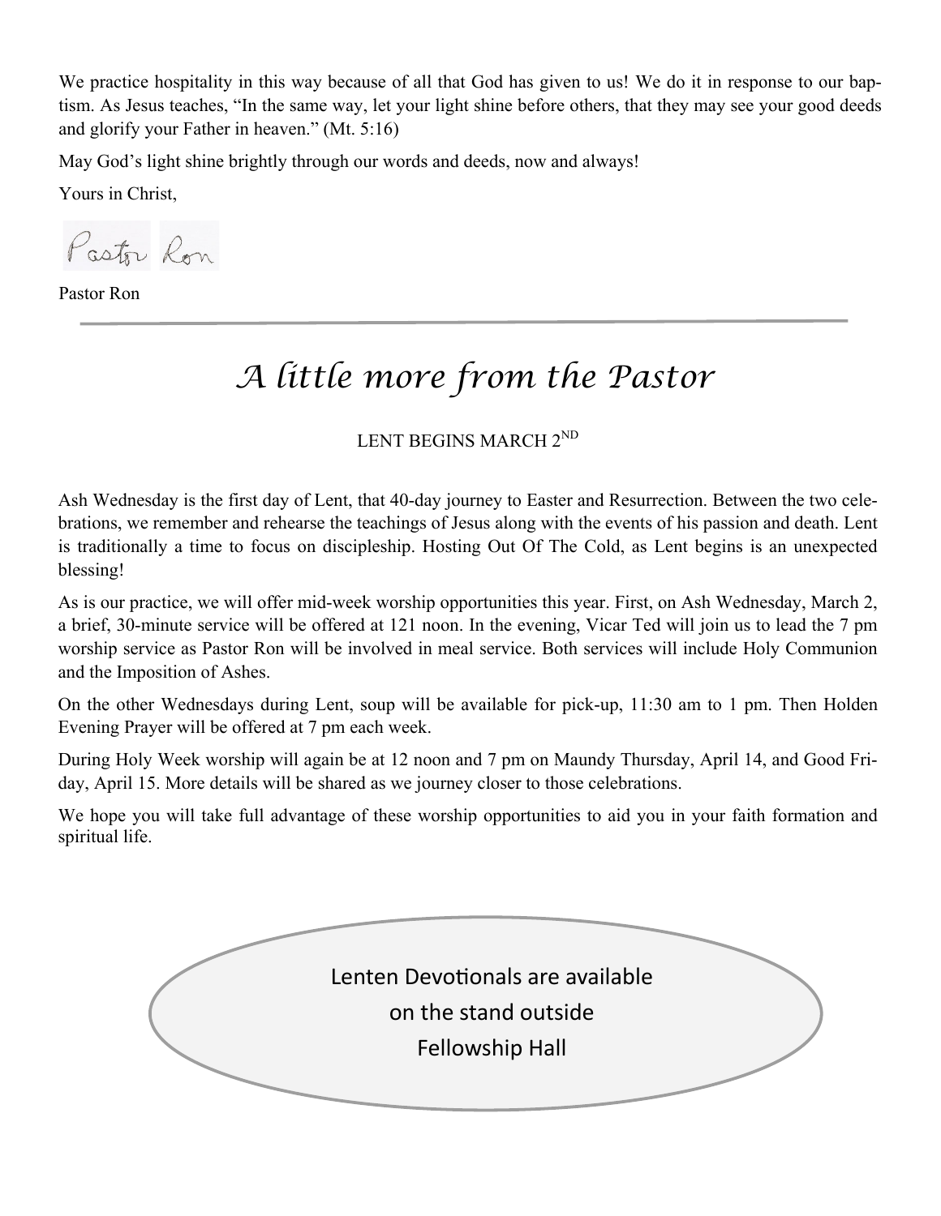We practice hospitality in this way because of all that God has given to us! We do it in response to our baptism. As Jesus teaches, "In the same way, let your light shine before others, that they may see your good deeds and glorify your Father in heaven." (Mt. 5:16)

May God's light shine brightly through our words and deeds, now and always!

Yours in Christ,

Pastor Ron

Pastor Ron

---

# *A little more from the Pastor*

LENT BEGINS MARCH 2[ND]

Ash Wednesday is the first day of Lent, that 40-day journey to Easter and Resurrection. Between the two celebrations, we remember and rehearse the teachings of Jesus along with the events of his passion and death. Lent is traditionally a time to focus on discipleship. Hosting Out Of The Cold, as Lent begins is an unexpected blessing!

As is our practice, we will offer mid-week worship opportunities this year. First, on Ash Wednesday, March 2, a brief, 30-minute service will be offered at 121 noon. In the evening, Vicar Ted will join us to lead the 7 pm worship service as Pastor Ron will be involved in meal service. Both services will include Holy Communion and the Imposition of Ashes.

On the other Wednesdays during Lent, soup will be available for pick-up, 11:30 am to 1 pm. Then Holden Evening Prayer will be offered at 7 pm each week.

During Holy Week worship will again be at 12 noon and 7 pm on Maundy Thursday, April 14, and Good Friday, April 15. More details will be shared as we journey closer to those celebrations.

We hope you will take full advantage of these worship opportunities to aid you in your faith formation and spiritual life.

Lenten Devotionals are available
on the stand outside
Fellowship Hall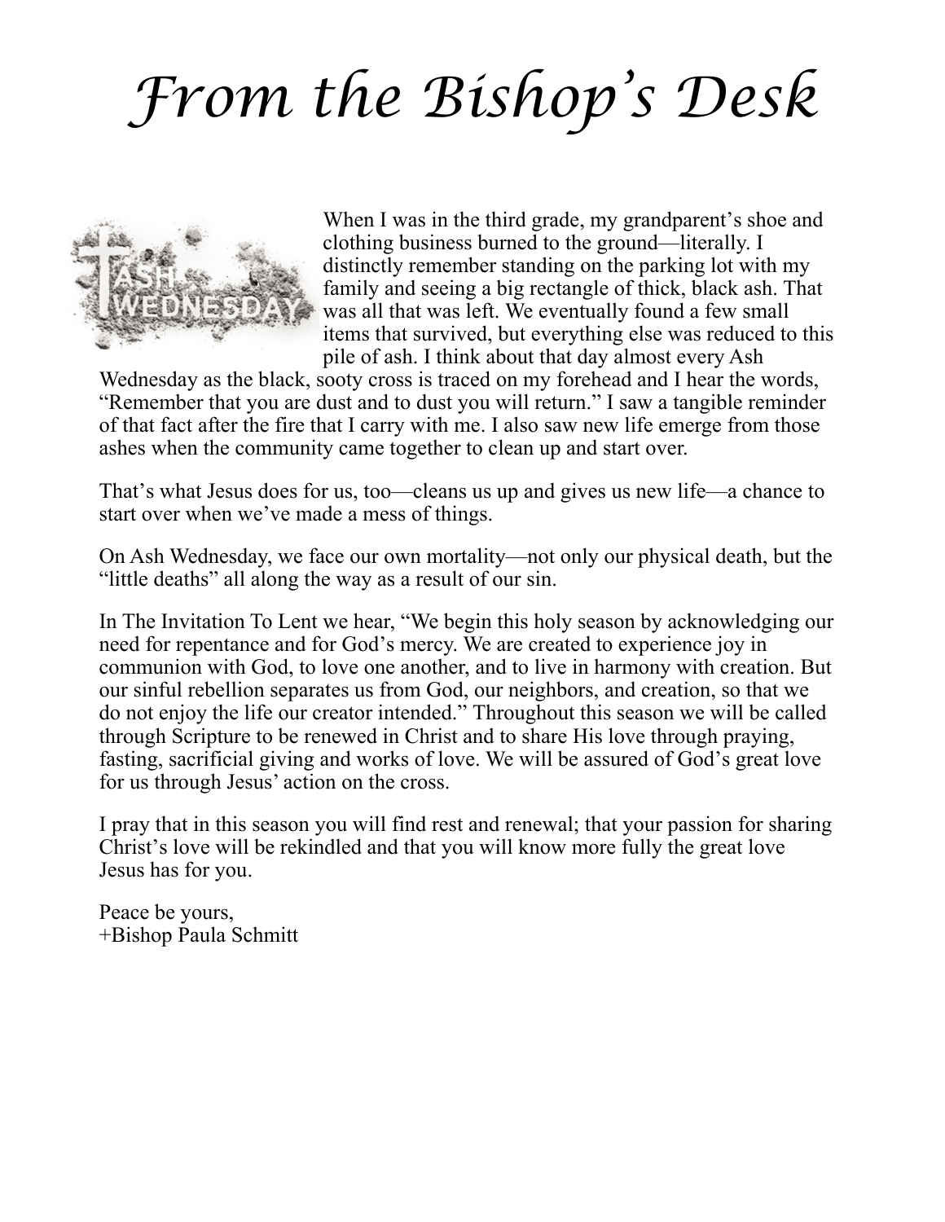# *From the Bishop's Desk*

When I was in the third grade, my grandparent's shoe and clothing business burned to the ground—literally. I distinctly remember standing on the parking lot with my family and seeing a big rectangle of thick, black ash. That was all that was left. We eventually found a few small items that survived, but everything else was reduced to this pile of ash. I think about that day almost every Ash Wednesday as the black, sooty cross is traced on my forehead and I hear the words, "Remember that you are dust and to dust you will return." I saw a tangible reminder of that fact after the fire that I carry with me. I also saw new life emerge from those ashes when the community came together to clean up and start over.

That's what Jesus does for us, too—cleans us up and gives us new life—a chance to start over when we've made a mess of things.

On Ash Wednesday, we face our own mortality—not only our physical death, but the "little deaths" all along the way as a result of our sin.

In The Invitation To Lent we hear, "We begin this holy season by acknowledging our need for repentance and for God's mercy. We are created to experience joy in communion with God, to love one another, and to live in harmony with creation. But our sinful rebellion separates us from God, our neighbors, and creation, so that we do not enjoy the life our creator intended." Throughout this season we will be called through Scripture to be renewed in Christ and to share His love through praying, fasting, sacrificial giving and works of love. We will be assured of God's great love for us through Jesus' action on the cross.

I pray that in this season you will find rest and renewal; that your passion for sharing Christ's love will be rekindled and that you will know more fully the great love Jesus has for you.

Peace be yours,
+Bishop Paula Schmitt